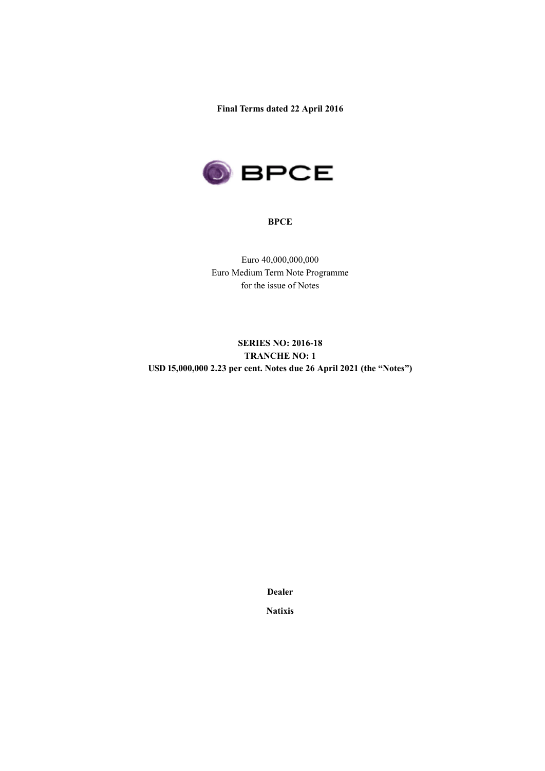**Final Terms dated 22 April 2016**

**BPCE**

Euro 40,000,000,000
Euro Medium Term Note Programme
for the issue of Notes

**SERIES NO: 2016-18**
**TRANCHE NO: 1**
**USD 15,000,000 2.23 per cent. Notes due 26 April 2021 (the "Notes")**

**Dealer**

**Natixis**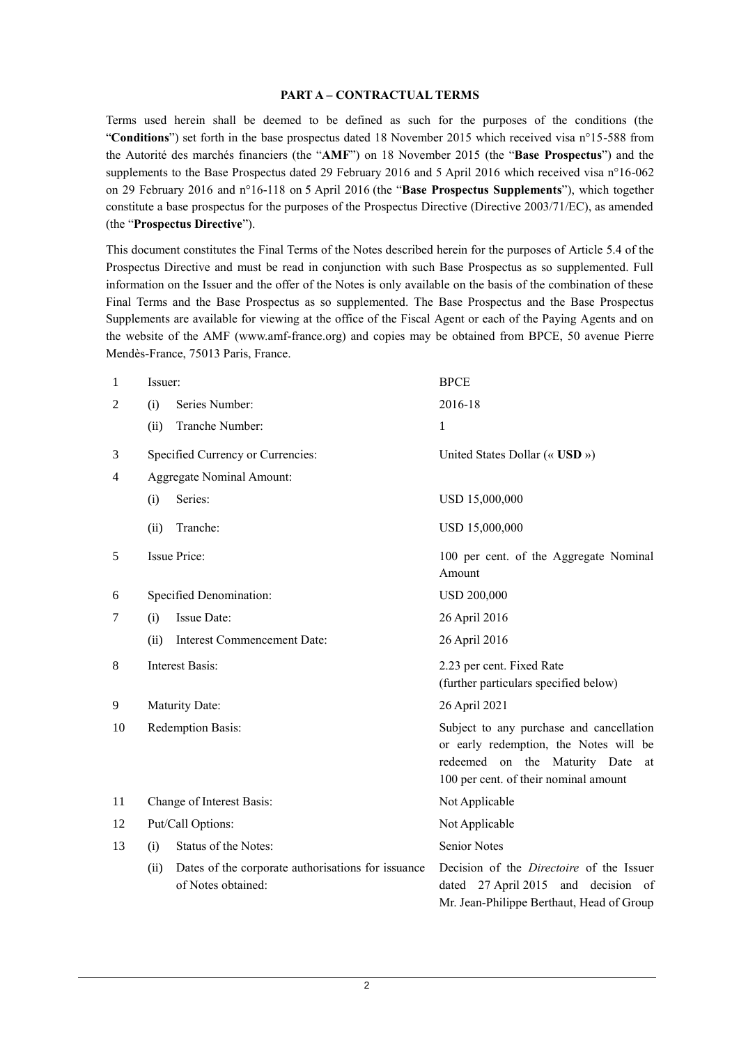## PART A – CONTRACTUAL TERMS

Terms used herein shall be deemed to be defined as such for the purposes of the conditions (the "**Conditions**") set forth in the base prospectus dated 18 November 2015 which received visa n°15-588 from the Autorité des marchés financiers (the "**AMF**") on 18 November 2015 (the "**Base Prospectus**") and the supplements to the Base Prospectus dated 29 February 2016 and 5 April 2016 which received visa n°16-062 on 29 February 2016 and n°16-118 on 5 April 2016 (the "**Base Prospectus Supplements**"), which together constitute a base prospectus for the purposes of the Prospectus Directive (Directive 2003/71/EC), as amended (the "**Prospectus Directive**").

This document constitutes the Final Terms of the Notes described herein for the purposes of Article 5.4 of the Prospectus Directive and must be read in conjunction with such Base Prospectus as so supplemented. Full information on the Issuer and the offer of the Notes is only available on the basis of the combination of these Final Terms and the Base Prospectus as so supplemented. The Base Prospectus and the Base Prospectus Supplements are available for viewing at the office of the Fiscal Agent or each of the Paying Agents and on the website of the AMF (www.amf-france.org) and copies may be obtained from BPCE, 50 avenue Pierre Mendès-France, 75013 Paris, France.

| | | | |
|---|---|---|---|
| 1 | Issuer: | | BPCE |
| 2 | (i) | Series Number: | 2016-18 |
| | (ii) | Tranche Number: | 1 |
| 3 | Specified Currency or Currencies: | | United States Dollar (« **USD** ») |
| 4 | Aggregate Nominal Amount: | | |
| | (i) | Series: | USD 15,000,000 |
| | (ii) | Tranche: | USD 15,000,000 |
| 5 | Issue Price: | | 100 per cent. of the Aggregate Nominal Amount |
| 6 | Specified Denomination: | | USD 200,000 |
| 7 | (i) | Issue Date: | 26 April 2016 |
| | (ii) | Interest Commencement Date: | 26 April 2016 |
| 8 | Interest Basis: | | 2.23 per cent. Fixed Rate<br>(further particulars specified below) |
| 9 | Maturity Date: | | 26 April 2021 |
| 10 | Redemption Basis: | | Subject to any purchase and cancellation or early redemption, the Notes will be redeemed on the Maturity Date at 100 per cent. of their nominal amount |
| 11 | Change of Interest Basis: | | Not Applicable |
| 12 | Put/Call Options: | | Not Applicable |
| 13 | (i) | Status of the Notes: | Senior Notes |
| | (ii) | Dates of the corporate authorisations for issuance of Notes obtained: | Decision of the *Directoire* of the Issuer dated 27 April 2015 and decision of Mr. Jean-Philippe Berthaut, Head of Group |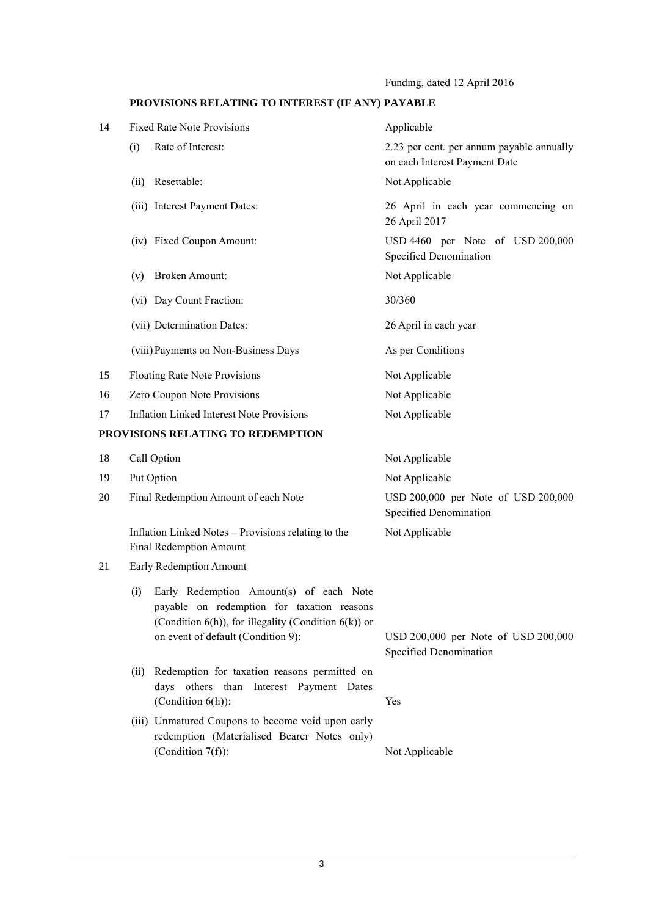Funding, dated 12 April 2016

## PROVISIONS RELATING TO INTEREST (IF ANY) PAYABLE

| | | |
|---|---|---|
| 14 | Fixed Rate Note Provisions | Applicable |
| | (i) Rate of Interest: | 2.23 per cent. per annum payable annually on each Interest Payment Date |
| | (ii) Resettable: | Not Applicable |
| | (iii) Interest Payment Dates: | 26 April in each year commencing on 26 April 2017 |
| | (iv) Fixed Coupon Amount: | USD 4460 per Note of USD 200,000 Specified Denomination |
| | (v) Broken Amount: | Not Applicable |
| | (vi) Day Count Fraction: | 30/360 |
| | (vii) Determination Dates: | 26 April in each year |
| | (viii) Payments on Non-Business Days | As per Conditions |
| 15 | Floating Rate Note Provisions | Not Applicable |
| 16 | Zero Coupon Note Provisions | Not Applicable |
| 17 | Inflation Linked Interest Note Provisions | Not Applicable |

## PROVISIONS RELATING TO REDEMPTION

| | | |
|---|---|---|
| 18 | Call Option | Not Applicable |
| 19 | Put Option | Not Applicable |
| 20 | Final Redemption Amount of each Note | USD 200,000 per Note of USD 200,000 Specified Denomination |
| | Inflation Linked Notes – Provisions relating to the Final Redemption Amount | Not Applicable |
| 21 | Early Redemption Amount | |
| | (i) Early Redemption Amount(s) of each Note payable on redemption for taxation reasons (Condition 6(h)), for illegality (Condition 6(k)) or on event of default (Condition 9): | USD 200,000 per Note of USD 200,000 Specified Denomination |
| | (ii) Redemption for taxation reasons permitted on days others than Interest Payment Dates (Condition 6(h)): | Yes |
| | (iii) Unmatured Coupons to become void upon early redemption (Materialised Bearer Notes only) (Condition 7(f)): | Not Applicable |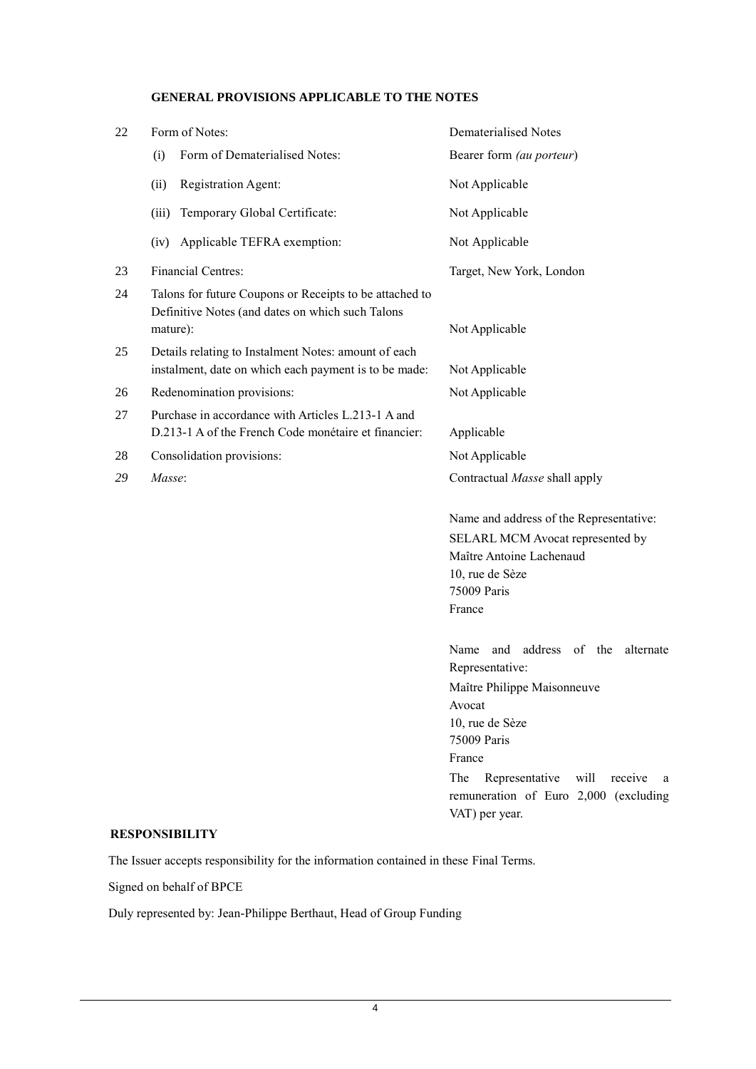**GENERAL PROVISIONS APPLICABLE TO THE NOTES**

| | | |
|---|---|---|
| 22 | Form of Notes: | Dematerialised Notes |
| | (i) Form of Dematerialised Notes: | Bearer form *(au porteur)* |
| | (ii) Registration Agent: | Not Applicable |
| | (iii) Temporary Global Certificate: | Not Applicable |
| | (iv) Applicable TEFRA exemption: | Not Applicable |
| 23 | Financial Centres: | Target, New York, London |
| 24 | Talons for future Coupons or Receipts to be attached to Definitive Notes (and dates on which such Talons mature): | Not Applicable |
| 25 | Details relating to Instalment Notes: amount of each instalment, date on which each payment is to be made: | Not Applicable |
| 26 | Redenomination provisions: | Not Applicable |
| 27 | Purchase in accordance with Articles L.213-1 A and D.213-1 A of the French Code monétaire et financier: | Applicable |
| 28 | Consolidation provisions: | Not Applicable |
| *29* | *Masse*: | Contractual *Masse* shall apply<br><br>Name and address of the Representative:<br>SELARL MCM Avocat represented by Maître Antoine Lachenaud<br>10, rue de Sèze<br>75009 Paris<br>France<br><br>Name and address of the alternate Representative:<br>Maître Philippe Maisonneuve<br>Avocat<br>10, rue de Sèze<br>75009 Paris<br>France<br>The Representative will receive a remuneration of Euro 2,000 (excluding VAT) per year. |

**RESPONSIBILITY**

The Issuer accepts responsibility for the information contained in these Final Terms.

Signed on behalf of BPCE

Duly represented by: Jean-Philippe Berthaut, Head of Group Funding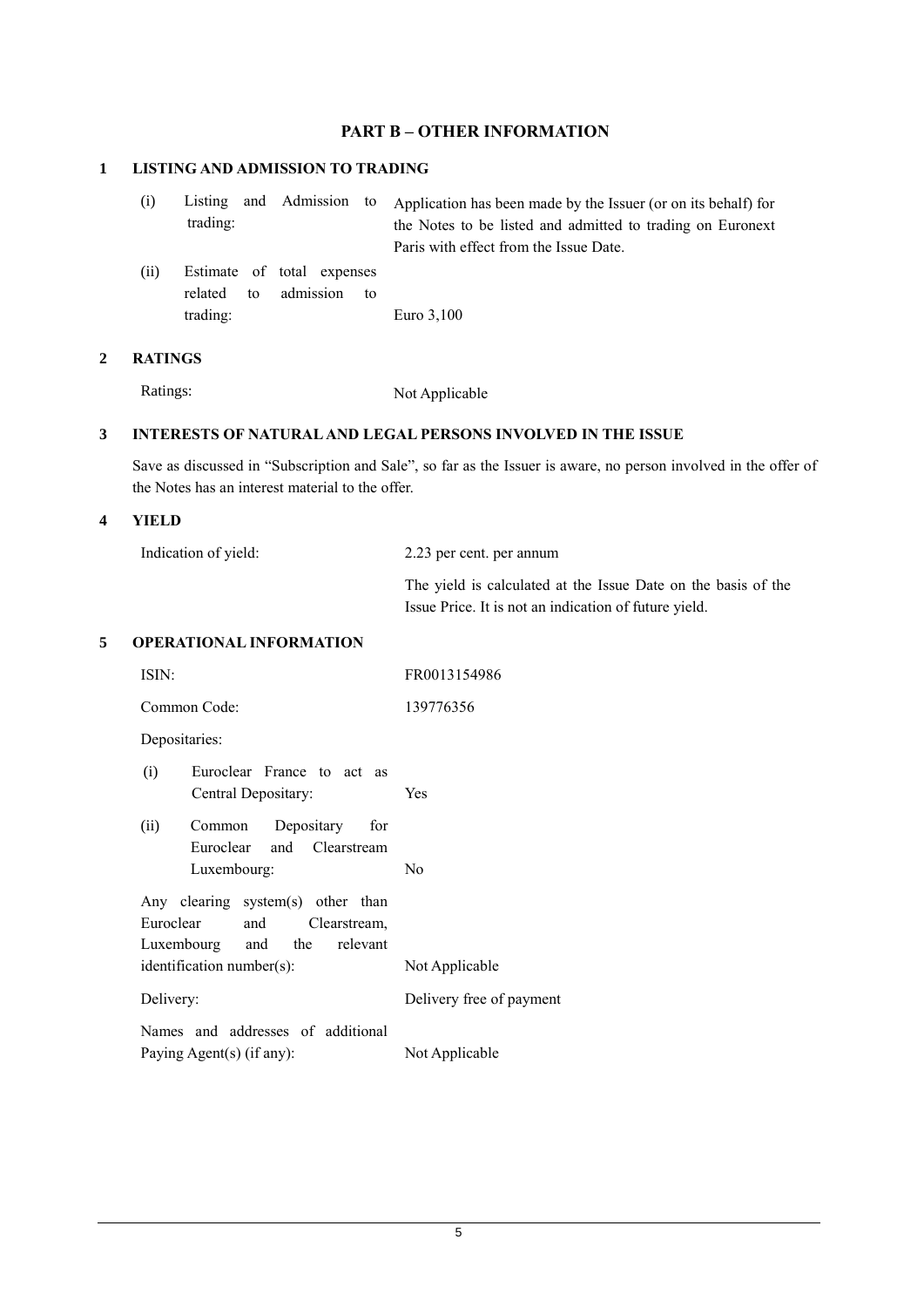## PART B – OTHER INFORMATION

### 1 LISTING AND ADMISSION TO TRADING

| | |
|---|---|
| (i) Listing and Admission to trading: | Application has been made by the Issuer (or on its behalf) for the Notes to be listed and admitted to trading on Euronext Paris with effect from the Issue Date. |
| (ii) Estimate of total expenses related to admission to trading: | Euro 3,100 |

### 2 RATINGS

| | |
|---|---|
| Ratings: | Not Applicable |

### 3 INTERESTS OF NATURAL AND LEGAL PERSONS INVOLVED IN THE ISSUE

Save as discussed in "Subscription and Sale", so far as the Issuer is aware, no person involved in the offer of the Notes has an interest material to the offer.

### 4 YIELD

| | |
|---|---|
| Indication of yield: | 2.23 per cent. per annum |
| | The yield is calculated at the Issue Date on the basis of the Issue Price. It is not an indication of future yield. |

### 5 OPERATIONAL INFORMATION

| | |
|---|---|
| ISIN: | FR0013154986 |
| Common Code: | 139776356 |
| Depositaries: | |
| (i) Euroclear France to act as Central Depositary: | Yes |
| (ii) Common Depositary for Euroclear and Clearstream Luxembourg: | No |
| Any clearing system(s) other than Euroclear and Clearstream, Luxembourg and the relevant identification number(s): | Not Applicable |
| Delivery: | Delivery free of payment |
| Names and addresses of additional Paying Agent(s) (if any): | Not Applicable |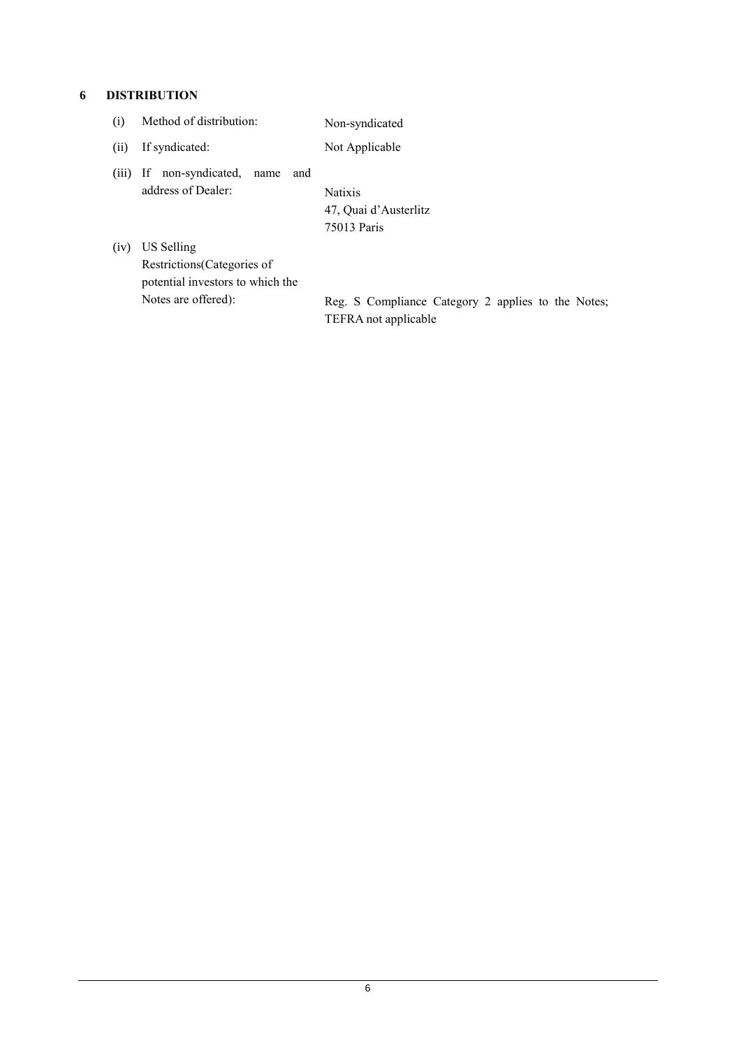## 6 DISTRIBUTION

| | | |
|---|---|---|
| (i) | Method of distribution: | Non-syndicated |
| (ii) | If syndicated: | Not Applicable |
| (iii) | If non-syndicated, name and address of Dealer: | Natixis<br>47, Quai d'Austerlitz<br>75013 Paris |
| (iv) | US Selling Restrictions(Categories of potential investors to which the Notes are offered): | Reg. S Compliance Category 2 applies to the Notes; TEFRA not applicable |